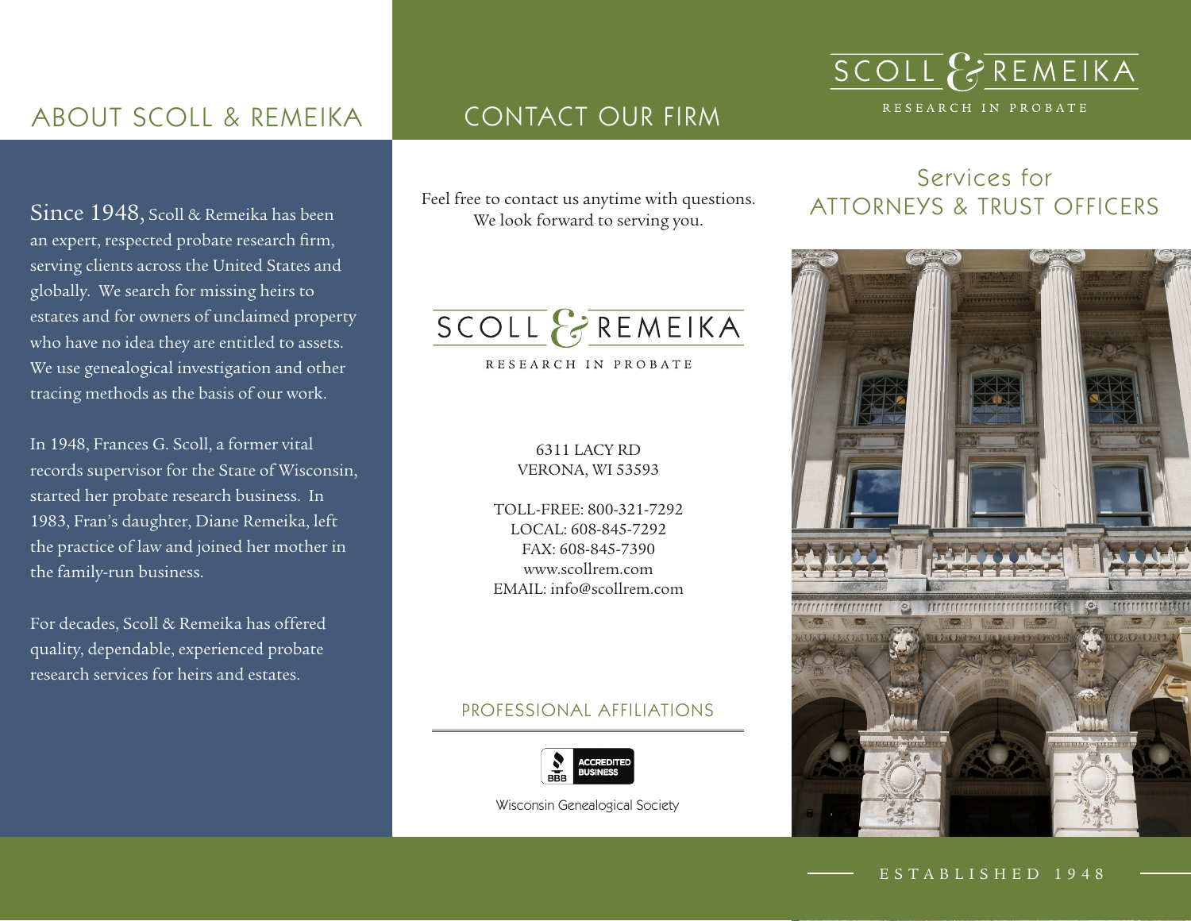## ABOUT SCOLL & REMEIKA

Since 1948, Scoll & Remeika has been an expert, respected probate research firm, serving clients across the United States and globally. We search for missing heirs to estates and for owners of unclaimed property who have no idea they are entitled to assets. We use genealogical investigation and other tracing methods as the basis of our work.

In 1948, Frances G. Scoll, a former vital records supervisor for the State of Wisconsin, started her probate research business. In 1983, Fran's daughter, Diane Remeika, left the practice of law and joined her mother in the family-run business.

For decades, Scoll & Remeika has offered quality, dependable, experienced probate research services for heirs and estates.

## CONTACT OUR FIRM

Feel free to contact us anytime with questions. We look forward to serving you.

SCOLL & REMEIKA

RESEARCH IN PROBATE

6311 LACY RD
VERONA, WI 53593

TOLL-FREE: 800-321-7292
LOCAL: 608-845-7292
FAX: 608-845-7390
www.scollrem.com
EMAIL: info@scollrem.com

### PROFESSIONAL AFFILIATIONS

BBB ACCREDITED BUSINESS

Wisconsin Genealogical Society

# SCOLL & REMEIKA

RESEARCH IN PROBATE

## Services for ATTORNEYS & TRUST OFFICERS

ESTABLISHED 1948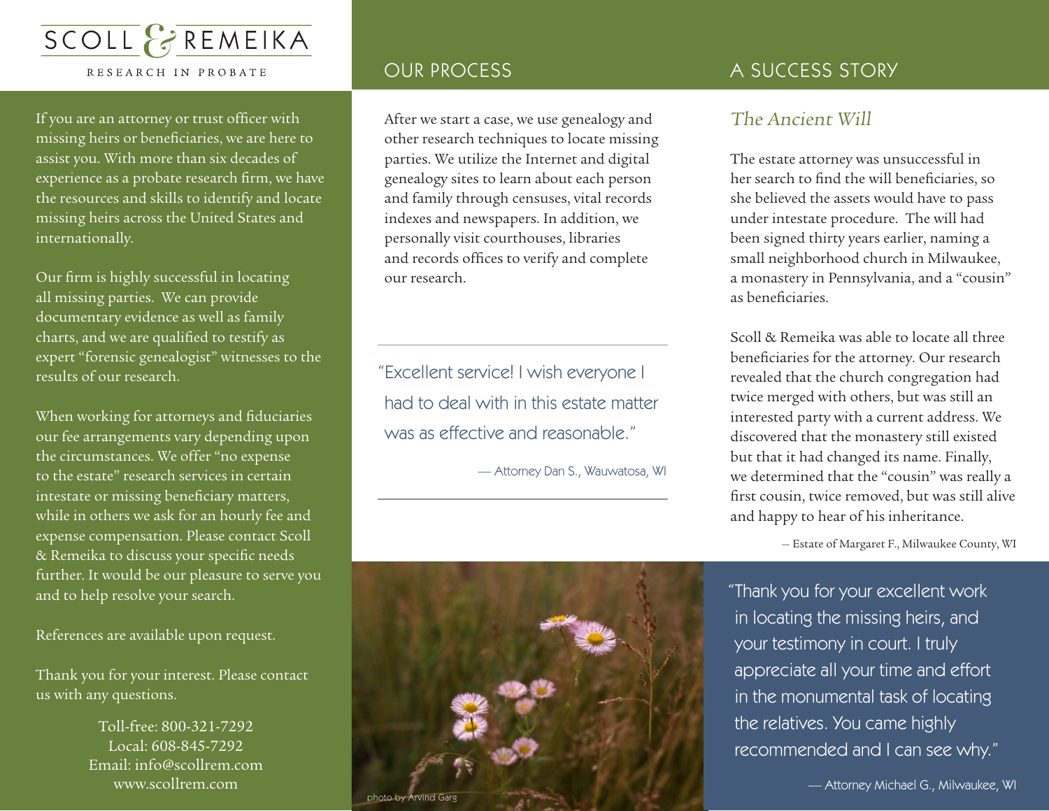# SCOLL & REMEIKA

RESEARCH IN PROBATE

If you are an attorney or trust officer with missing heirs or beneficiaries, we are here to assist you. With more than six decades of experience as a probate research firm, we have the resources and skills to identify and locate missing heirs across the United States and internationally.

Our firm is highly successful in locating all missing parties. We can provide documentary evidence as well as family charts, and we are qualified to testify as expert "forensic genealogist" witnesses to the results of our research.

When working for attorneys and fiduciaries our fee arrangements vary depending upon the circumstances. We offer "no expense to the estate" research services in certain intestate or missing beneficiary matters, while in others we ask for an hourly fee and expense compensation. Please contact Scoll & Remeika to discuss your specific needs further. It would be our pleasure to serve you and to help resolve your search.

References are available upon request.

Thank you for your interest. Please contact us with any questions.

Toll-free: 800-321-7292
Local: 608-845-7292
Email: info@scollrem.com
www.scollrem.com

## OUR PROCESS

After we start a case, we use genealogy and other research techniques to locate missing parties. We utilize the Internet and digital genealogy sites to learn about each person and family through censuses, vital records indexes and newspapers. In addition, we personally visit courthouses, libraries and records offices to verify and complete our research.

"Excellent service! I wish everyone I had to deal with in this estate matter was as effective and reasonable."

— Attorney Dan S., Wauwatosa, WI

photo by Arvind Garg

## A SUCCESS STORY

### *The Ancient Will*

The estate attorney was unsuccessful in her search to find the will beneficiaries, so she believed the assets would have to pass under intestate procedure. The will had been signed thirty years earlier, naming a small neighborhood church in Milwaukee, a monastery in Pennsylvania, and a "cousin" as beneficiaries.

Scoll & Remeika was able to locate all three beneficiaries for the attorney. Our research revealed that the church congregation had twice merged with others, but was still an interested party with a current address. We discovered that the monastery still existed but that it had changed its name. Finally, we determined that the "cousin" was really a first cousin, twice removed, but was still alive and happy to hear of his inheritance.

– Estate of Margaret F., Milwaukee County, WI

"Thank you for your excellent work in locating the missing heirs, and your testimony in court. I truly appreciate all your time and effort in the monumental task of locating the relatives. You came highly recommended and I can see why."

— Attorney Michael G., Milwaukee, WI